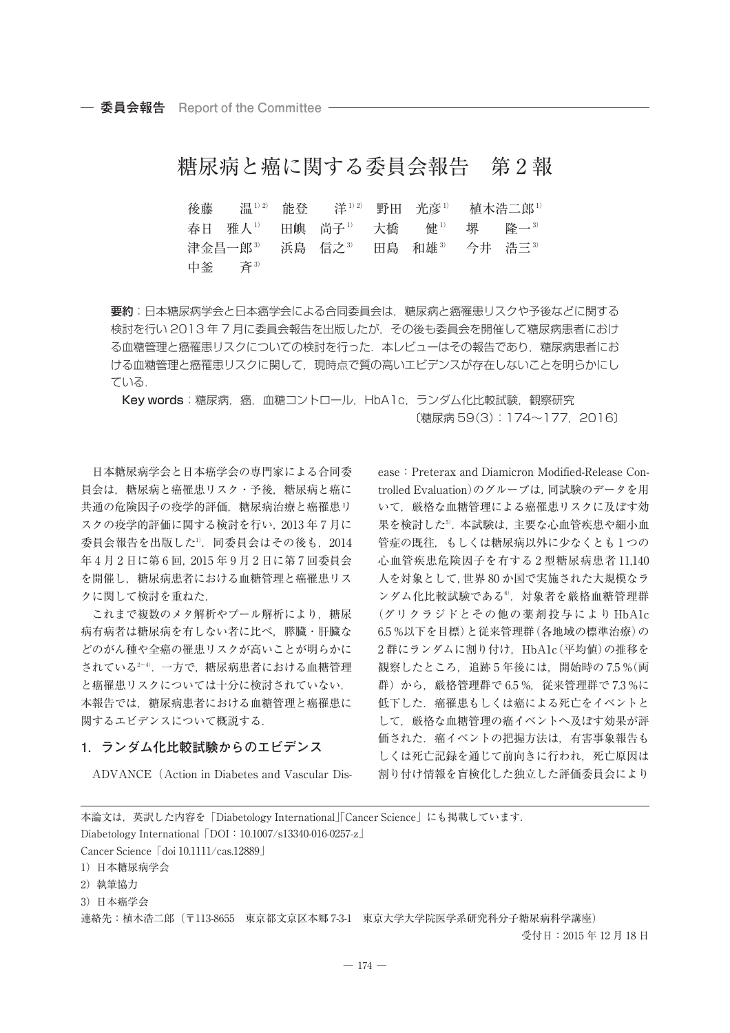委員会報告 Report of the Committee

# 糖尿病と癌に関する委員会報告　第２報

後藤　温[1)2)]　能登　洋[1)2)]　野田　光彦[1)]　植木浩二郎[1)]
春日　雅人[1)]　田嶼　尚子[1)]　大橋　健[1)]　堺　隆一[3)]
津金昌一郎[3)]　浜島　信之[3)]　田島　和雄[3)]　今井　浩三[3)]
中釜　斉[3)]

**要約**：日本糖尿病学会と日本癌学会による合同委員会は，糖尿病と癌罹患リスクや予後などに関する検討を行い２０１３年７月に委員会報告を出版したが，その後も委員会を開催して糖尿病患者における血糖管理と癌罹患リスクについての検討を行った．本レビューはその報告であり，糖尿病患者における血糖管理と癌罹患リスクに関して，現時点で質の高いエビデンスが存在しないことを明らかにしている．

**Key words**：糖尿病，癌，血糖コントロール，HbA1c，ランダム化比較試験，観察研究

〔糖尿病 59(3)：174〜177，2016〕

日本糖尿病学会と日本癌学会の専門家による合同委員会は，糖尿病と癌罹患リスク・予後，糖尿病と癌に共通の危険因子の疫学的評価，糖尿病治療と癌罹患リスクの疫学的評価に関する検討を行い，2013 年７月に委員会報告を出版した[1)]．同委員会はその後も，2014 年４月２日に第６回，2015 年９月２日に第７回委員会を開催し，糖尿病患者における血糖管理と癌罹患リスクに関して検討を重ねた．

これまで複数のメタ解析やプール解析により，糖尿病有病者は糖尿病を有しない者に比べ，膵臓・肝臓などのがん種や全癌の罹患リスクが高いことが明らかにされている[2〜4)]．一方で，糖尿病患者における血糖管理と癌罹患リスクについては十分に検討されていない．本報告では，糖尿病患者における血糖管理と癌罹患に関するエビデンスについて概説する．

## 1．ランダム化比較試験からのエビデンス

ADVANCE（Action in Diabetes and Vascular Disease：Preterax and Diamicron Modified-Release Controlled Evaluation）のグループは，同試験のデータを用いて，厳格な血糖管理による癌罹患リスクに及ぼす効果を検討した[5)]．本試験は，主要な心血管疾患や細小血管症の既往，もしくは糖尿病以外に少なくとも１つの心血管疾患危険因子を有する２型糖尿病患者 11,140 人を対象として，世界 80 か国で実施された大規模なランダム化比較試験である[6)]．対象者を厳格血糖管理群（グリクラジドとその他の薬剤投与により HbA1c 6.5 %以下を目標）と従来管理群（各地域の標準治療）の２群にランダムに割り付け，HbA1c（平均値）の推移を観察したところ，追跡５年後には，開始時の 7.5 %（両群）から，厳格管理群で 6.5 %，従来管理群で 7.3 %に低下した．癌罹患もしくは癌による死亡をイベントとして，厳格な血糖管理の癌イベントへ及ぼす効果が評価された．癌イベントの把握方法は，有害事象報告もしくは死亡記録を通じて前向きに行われ，死亡原因は割り付け情報を盲検化した独立した評価委員会により

本論文は，英訳した内容を「Diabetology International」「Cancer Science」にも掲載しています．
Diabetology International「DOI：10.1007/s13340-016-0257-z」
Cancer Science「doi 10.1111/cas.12889」
1）日本糖尿病学会
2）執筆協力
3）日本癌学会
連絡先：植木浩二郎（〒113-8655　東京都文京区本郷 7-3-1　東京大学大学院医学系研究科分子糖尿病科学講座）

受付日：2015 年 12 月 18 日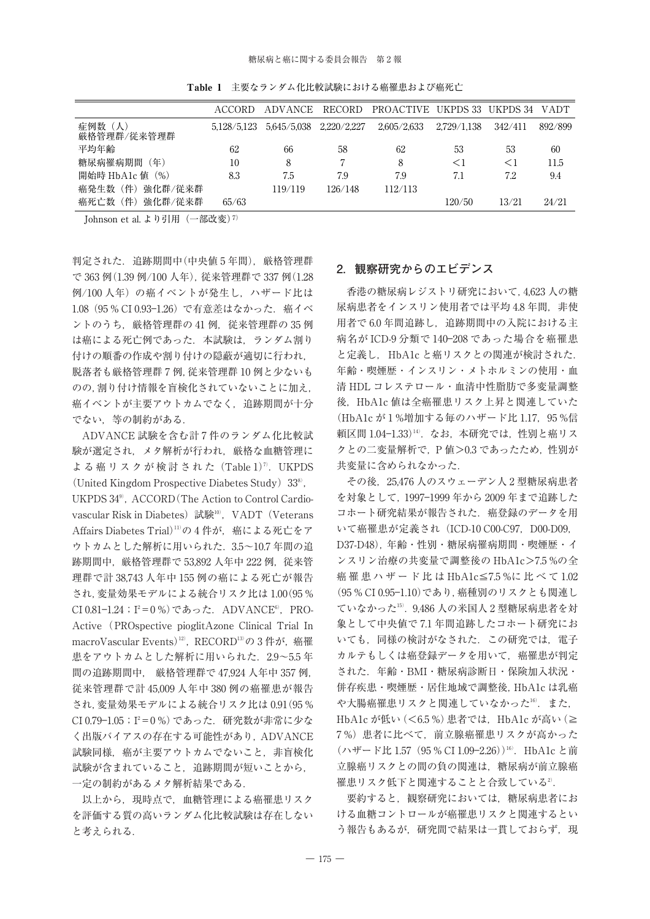**Table 1**　主要なランダム化比較試験における癌罹患および癌死亡

| | ACCORD | ADVANCE | RECORD | PROACTIVE | UKPDS 33 | UKPDS 34 | VADT |
|---|---|---|---|---|---|---|---|
| 症例数（人）厳格管理群/従来管理群 | 5,128/5,123 | 5,645/5,038 | 2,220/2,227 | 2,605/2,633 | 2,729/1,138 | 342/411 | 892/899 |
| 平均年齢 | 62 | 66 | 58 | 62 | 53 | 53 | 60 |
| 糖尿病罹病期間（年） | 10 | 8 | 7 | 8 | <1 | <1 | 11.5 |
| 開始時 HbA1c 値（%） | 8.3 | 7.5 | 7.9 | 7.9 | 7.1 | 7.2 | 9.4 |
| 癌発生数（件）強化群/従来群 | | 119/119 | 126/148 | 112/113 | | | |
| 癌死亡数（件）強化群/従来群 | 65/63 | | | | 120/50 | 13/21 | 24/21 |

Johnson et al. より引用（一部改変）[7]

判定された．追跡期間中（中央値 5 年間），厳格管理群で 363 例（1.39 例/100 人年），従来管理群で 337 例（1.28 例/100 人年）の癌イベントが発生し，ハザード比は 1.08（95 % CI 0.93–1.26）で有意差はなかった．癌イベントのうち，厳格管理群の 41 例，従来管理群の 35 例は癌による死亡例であった．本試験は，ランダム割り付けの順番の作成や割り付けの隠蔽が適切に行われ，脱落者も厳格管理群 7 例，従来管理群 10 例と少ないものの，割り付け情報を盲検化されていないことに加え，癌イベントが主要アウトカムでなく，追跡期間が十分でない，等の制約がある．

ADVANCE 試験を含む計 7 件のランダム化比較試験が選定され，メタ解析が行われ，厳格な血糖管理による癌リスクが検討された（Table 1）[7]．UKPDS（United Kingdom Prospective Diabetes Study）33[8]，UKPDS 34[9]，ACCORD（The Action to Control Cardiovascular Risk in Diabetes）試験[10]，VADT（Veterans Affairs Diabetes Trial）[11] の 4 件が，癌による死亡をアウトカムとした解析に用いられた．3.5～10.7 年間の追跡期間中，厳格管理で 53,892 人年中 222 例，従来管理群で計 38,743 人年中 155 例の癌による死亡が報告され，変量効果モデルによる統合リスク比は 1.00（95 % CI 0.81–1.24；$I^2=0$ %）であった．ADVANCE[6]，PROActive（PROspective pioglitAzone Clinical Trial In macroVascular Events）[12]，RECORD[13] の 3 件が，癌罹患をアウトカムとした解析に用いられた．2.9～5.5 年間の追跡期間中，厳格管理群で 47,924 人年中 357 例，従来管理群で計 45,009 人年中 380 例の癌罹患が報告され，変量効果モデルによる統合リスク比は 0.91（95 % CI 0.79–1.05；$I^2=0$ %）であった．研究数が非常に少なく出版バイアスの存在する可能性があり，ADVANCE 試験同様，癌が主要アウトカムでないこと，非盲検化試験が含まれていること，追跡期間が短いことから，一定の制約があるメタ解析結果である．

以上から，現時点で，血糖管理による癌罹患リスクを評価する質の高いランダム化比較試験は存在しないと考えられる．

## 2. 観察研究からのエビデンス

香港の糖尿病レジストリ研究において，4,623 人の糖尿病患者をインスリン使用者では平均 4.8 年間，非使用者で 6.0 年間追跡し，追跡期間中の入院における主病名が ICD-9 分類で 140–208 であった場合を癌罹患と定義し，HbA1c と癌リスクとの関連が検討された．年齢・喫煙歴・インスリン・メトホルミンの使用・血清 HDL コレステロール・血清中性脂肪で多変量調整後，HbA1c 値は全癌罹患リスク上昇と関連していた（HbA1c が 1 %増加する毎のハザード比 1.17，95 %信頼区間 1.04–1.33）[14]．なお，本研究では，性別と癌リスクとの二変量解析で，P 値>0.3 であったため，性別が共変量に含められなかった．

その後，25,476 人のスウェーデン人 2 型糖尿病患者を対象として，1997-1999 年から 2009 年まで追跡したコホート研究結果が報告された．癌登録のデータを用いて癌罹患が定義され（ICD-10 C00-C97，D00-D09，D37-D48），年齢・性別・糖尿病罹病期間・喫煙歴・インスリン治療の共変量で調整後の HbA1c>7.5 %の全癌罹患ハザード比は HbA1c≦7.5 %に比べて 1.02（95 % CI 0.95–1.10）であり，癌種別のリスクとも関連していなかった[15]．9,486 人の米国人 2 型糖尿病患者を対象として中央値で 7.1 年間追跡したコホート研究においても，同様の検討がなされた．この研究では，電子カルテもしくは癌登録データを用いて，癌罹患が判定された．年齢・BMI・糖尿病診断日・保険加入状況・併存疾患・喫煙歴・居住地域で調整後，HbA1c は乳癌や大腸癌罹患リスクと関連していなかった[16]．また，HbA1c が低い（<6.5 %）患者では，HbA1c が高い（≧7 %）患者に比べて，前立腺癌罹患リスクが高かった（ハザード比 1.57（95 % CI 1.09–2.26））[16]．HbA1c と前立腺癌リスクとの間の負の関連は，糖尿病が前立腺癌罹患リスク低下と関連することと合致している[2]．

要約すると，観察研究においては，糖尿病患者における血糖コントロールが癌罹患リスクと関連するという報告もあるが，研究間で結果は一貫しておらず，現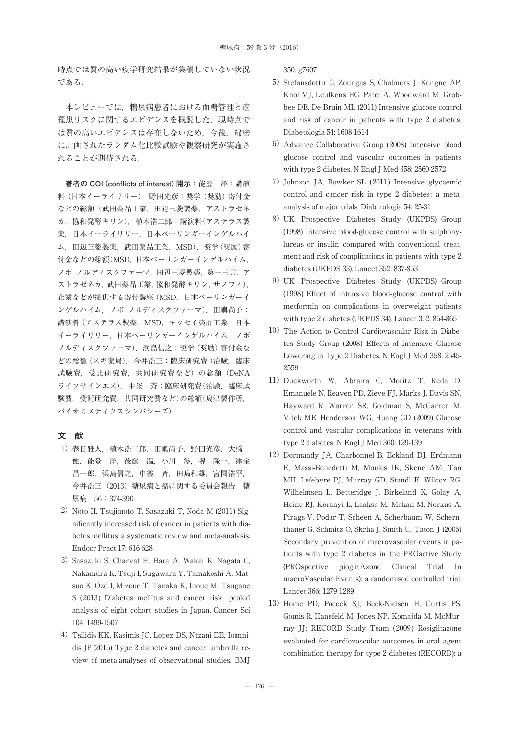時点では質の高い疫学研究結果が集積していない状況である．

本レビューでは，糖尿病患者における血糖管理と癌罹患リスクに関するエビデンスを概説した．現時点では質の高いエビデンスは存在しないため，今後，綿密に計画されたランダム化比較試験や観察研究が実施されることが期待される．

**著者の COI（conflicts of interest）開示**：能登　洋：講演料（日本イーライリリー），野田光彦：奨学（奨励）寄付金などの総額（武田薬品工業，田辺三菱製薬，アストラゼネカ，協和発酵キリン），植木浩二郎：講演料（アステラス製薬，日本イーライリリー，日本ベーリンガーインゲルハイム，田辺三菱製薬，武田薬品工業，MSD），奨学（奨励）寄付金などの総額（MSD，日本ベーリンガーインゲルハイム，ノボ ノルディスクファーマ，田辺三菱製薬，第一三共，アストラゼネカ，武田薬品工業，協和発酵キリン，サノフィ），企業などが提供する寄付講座（MSD，日本ベーリンガーインゲルハイム，ノボ ノルディスクファーマ），田嶼尚子：講演料（アステラス製薬，MSD，キッセイ薬品工業，日本イーライリリー，日本ベーリンガーインゲルハイム，ノボ ノルディスクファーマ），浜島信之：奨学（奨励）寄付金などの総額（スギ薬局），今井浩三：臨床研究費（治験，臨床試験費，受託研究費，共同研究費など）の総額（DeNA ライフサイエンス），中釜　斉：臨床研究費（治験，臨床試験費，受託研究費，共同研究費など）の総額（島津製作所，バイオミメティクスシンパシーズ）

## 文　献

1) 春日雅人，植木浩二郎，田嶼尚子，野田光彦，大橋　健，能登　洋，後藤　温，小川　渉，堺　隆一，津金昌一郎，浜島信之，中釜　斉，田島和雄，宮園浩平，今井浩三（2013）糖尿病と癌に関する委員会報告．糖尿病　56：374-390
2) Noto H, Tsujimoto T, Sasazuki T, Noda M (2011) Significantly increased risk of cancer in patients with diabetes mellitus: a systematic review and meta-analysis. Endocr Pract 17: 616-628
3) Sasazuki S, Charvat H, Hara A, Wakai K, Nagata C, Nakamura K, Tsuji I, Sugawara Y, Tamakoshi A, Matsuo K, Oze I, Mizoue T, Tanaka K, Inoue M, Tsugane S (2013) Diabetes mellitus and cancer risk: pooled analysis of eight cohort studies in Japan. Cancer Sci 104: 1499-1507
4) Tsilidis KK, Kasimis JC, Lopez DS, Ntzani EE, Ioannidis JP (2015) Type 2 diabetes and cancer: umbrella review of meta-analyses of observational studies. BMJ 350: g7607
5) Stefansdottir G, Zoungas S, Chalmers J, Kengne AP, Knol MJ, Leufkens HG, Patel A, Woodward M, Grobbee DE, De Bruin ML (2011) Intensive glucose control and risk of cancer in patients with type 2 diabetes. Diabetologia 54: 1608-1614
6) Advance Collaborative Group (2008) Intensive blood glucose control and vascular outcomes in patients with type 2 diabetes. N Engl J Med 358: 2560-2572
7) Johnson JA, Bowker SL (2011) Intensive glycaemic control and cancer risk in type 2 diabetes: a meta-analysis of major trials. Diabetologia 54: 25-31
8) UK Prospective Diabetes Study (UKPDS) Group (1998) Intensive blood-glucose control with sulphonylureas or insulin compared with conventional treatment and risk of complications in patients with type 2 diabetes (UKPDS 33). Lancet 352: 837-853
9) UK Prospective Diabetes Study (UKPDS) Group (1998) Effect of intensive blood-glucose control with metformin on complications in overweight patients with type 2 diabetes (UKPDS 34). Lancet 352: 854-865
10) The Action to Control Cardiovascular Risk in Diabetes Study Group (2008) Effects of Intensive Glucose Lowering in Type 2 Diabetes. N Engl J Med 358: 2545-2559
11) Duckworth W, Abraira C, Moritz T, Reda D, Emanuele N, Reaven PD, Zieve FJ, Marks J, Davis SN, Hayward R, Warren SR, Goldman S, McCarren M, Vitek ME, Henderson WG, Huang GD (2009) Glucose control and vascular complications in veterans with type 2 diabetes. N Engl J Med 360: 129-139
12) Dormandy JA, Charbonnel B, Eckland DJ, Erdmann E, Massi-Benedetti M, Moules IK, Skene AM, Tan MH, Lefebvre PJ, Murray GD, Standl E, Wilcox RG, Wilhelmsen L, Betteridge J, Birkeland K, Golay A, Heine RJ, Koranyi L, Laakso M, Mokan M, Norkus A, Pirags V, Podar T, Scheen A, Scherbaum W, Schernthaner G, Schmitz O, Skrha J, Smith U, Taton J (2005) Secondary prevention of macrovascular events in patients with type 2 diabetes in the PROactive Study (PROspective pioglitAzone Clinical Trial In macroVascular Events): a randomised controlled trial. Lancet 366: 1279-1289
13) Home PD, Pocock SJ, Beck-Nielsen H, Curtis PS, Gomis R, Hanefeld M, Jones NP, Komajda M, McMurray JJ; RECORD Study Team (2009) Rosiglitazone evaluated for cardiovascular outcomes in oral agent combination therapy for type 2 diabetes (RECORD): a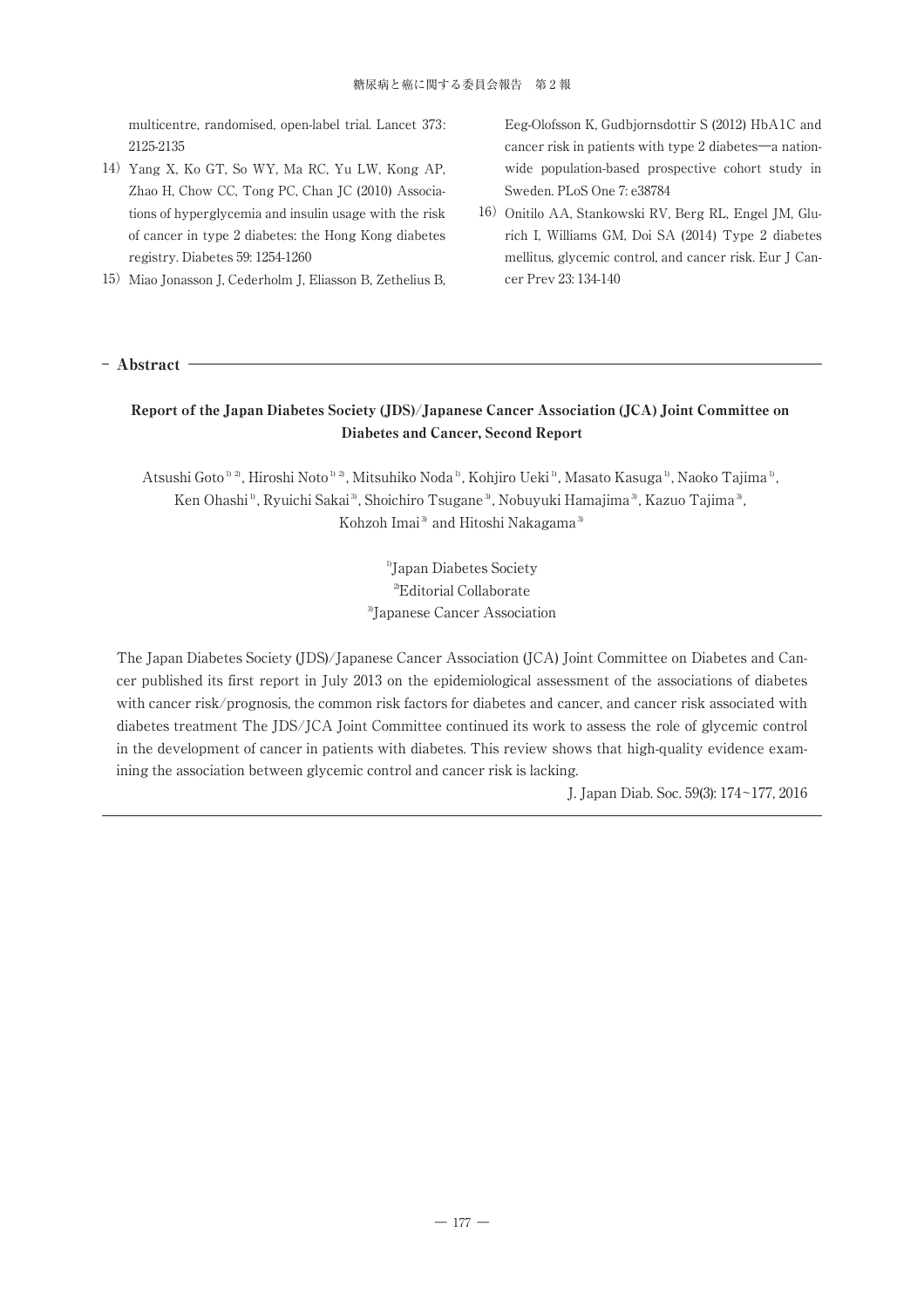multicentre, randomised, open-label trial. Lancet 373: 2125-2135

14) Yang X, Ko GT, So WY, Ma RC, Yu LW, Kong AP, Zhao H, Chow CC, Tong PC, Chan JC (2010) Associations of hyperglycemia and insulin usage with the risk of cancer in type 2 diabetes: the Hong Kong diabetes registry. Diabetes 59: 1254-1260

15) Miao Jonasson J, Cederholm J, Eliasson B, Zethelius B, Eeg-Olofsson K, Gudbjornsdottir S (2012) HbA1C and cancer risk in patients with type 2 diabetes—a nationwide population-based prospective cohort study in Sweden. PLoS One 7: e38784

16) Onitilo AA, Stankowski RV, Berg RL, Engel JM, Glurich I, Williams GM, Doi SA (2014) Type 2 diabetes mellitus, glycemic control, and cancer risk. Eur J Cancer Prev 23: 134-140

## Abstract

### Report of the Japan Diabetes Society (JDS)/Japanese Cancer Association (JCA) Joint Committee on Diabetes and Cancer, Second Report

Atsushi Goto[1,2], Hiroshi Noto[1,2], Mitsuhiko Noda[1], Kohjiro Ueki[1], Masato Kasuga[1], Naoko Tajima[1], Ken Ohashi[1], Ryuichi Sakai[3], Shoichiro Tsugane[3], Nobuyuki Hamajima[3], Kazuo Tajima[3], Kohzoh Imai[3] and Hitoshi Nakagama[3]

[1]Japan Diabetes Society
[2]Editorial Collaborate
[3]Japanese Cancer Association

The Japan Diabetes Society (JDS)/Japanese Cancer Association (JCA) Joint Committee on Diabetes and Cancer published its first report in July 2013 on the epidemiological assessment of the associations of diabetes with cancer risk/prognosis, the common risk factors for diabetes and cancer, and cancer risk associated with diabetes treatment The JDS/JCA Joint Committee continued its work to assess the role of glycemic control in the development of cancer in patients with diabetes. This review shows that high-quality evidence examining the association between glycemic control and cancer risk is lacking.

J. Japan Diab. Soc. 59(3): 174~177, 2016